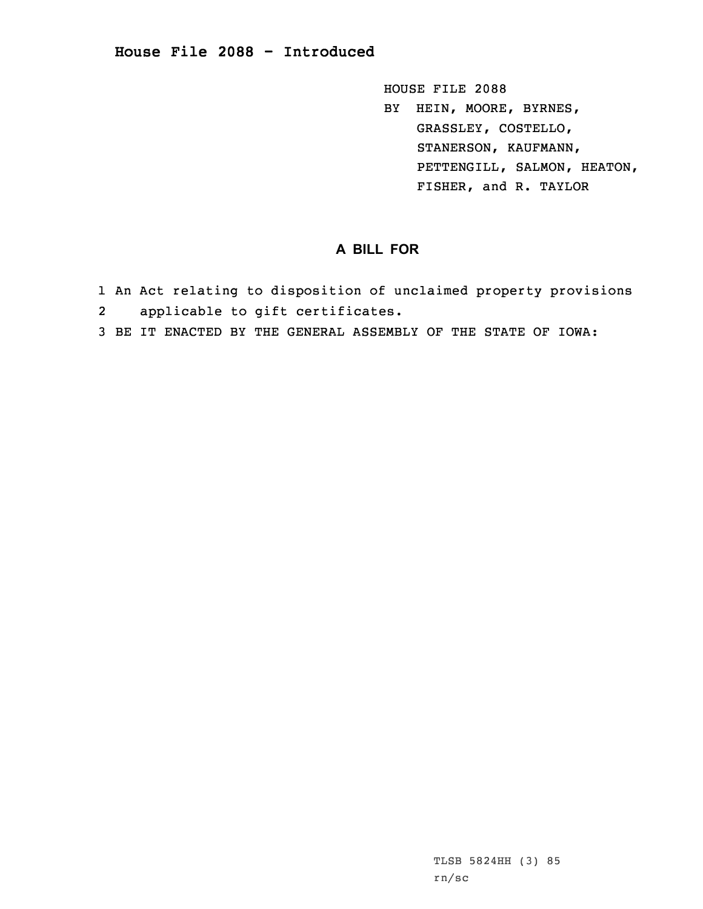# House File 2088 - Introduced

HOUSE FILE 2088
BY HEIN, MOORE, BYRNES, GRASSLEY, COSTELLO, STANERSON, KAUFMANN, PETTENGILL, SALMON, HEATON, FISHER, and R. TAYLOR

## A BILL FOR

1 An Act relating to disposition of unclaimed property provisions
2 applicable to gift certificates.
3 BE IT ENACTED BY THE GENERAL ASSEMBLY OF THE STATE OF IOWA:

TLSB 5824HH (3) 85
rn/sc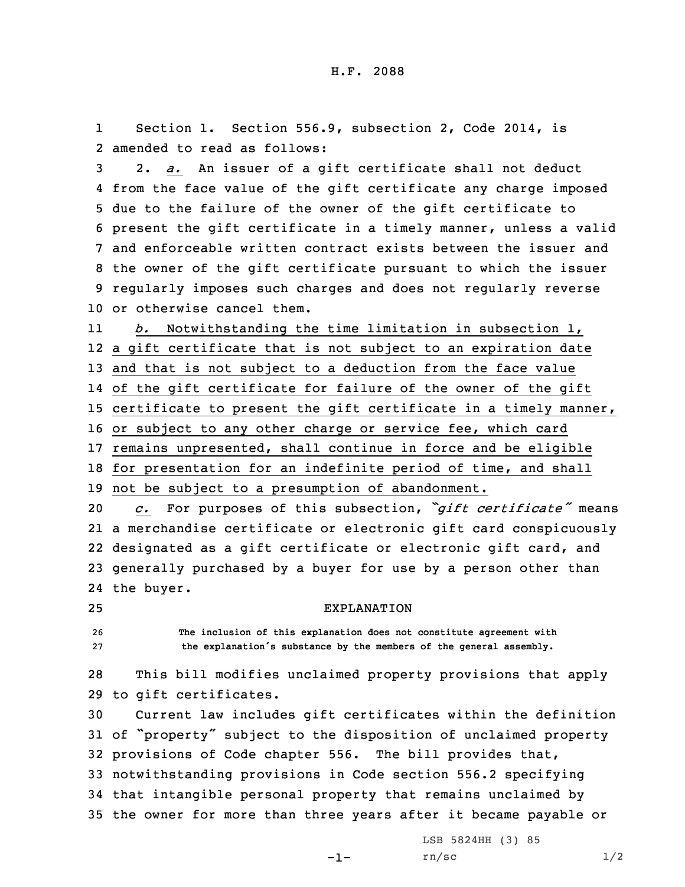Section 1. Section 556.9, subsection 2, Code 2014, is amended to read as follows:

2. *a.* An issuer of a gift certificate shall not deduct from the face value of the gift certificate any charge imposed due to the failure of the owner of the gift certificate to present the gift certificate in a timely manner, unless a valid and enforceable written contract exists between the issuer and the owner of the gift certificate pursuant to which the issuer regularly imposes such charges and does not regularly reverse or otherwise cancel them.

*b.* Notwithstanding the time limitation in subsection 1, a gift certificate that is not subject to an expiration date and that is not subject to a deduction from the face value of the gift certificate for failure of the owner of the gift certificate to present the gift certificate in a timely manner, or subject to any other charge or service fee, which card remains unpresented, shall continue in force and be eligible for presentation for an indefinite period of time, and shall not be subject to a presumption of abandonment.

*c.* For purposes of this subsection, *"gift certificate"* means a merchandise certificate or electronic gift card conspicuously designated as a gift certificate or electronic gift card, and generally purchased by a buyer for use by a person other than the buyer.

EXPLANATION

The inclusion of this explanation does not constitute agreement with the explanation's substance by the members of the general assembly.

This bill modifies unclaimed property provisions that apply to gift certificates.

Current law includes gift certificates within the definition of "property" subject to the disposition of unclaimed property provisions of Code chapter 556. The bill provides that, notwithstanding provisions in Code section 556.2 specifying that intangible personal property that remains unclaimed by the owner for more than three years after it became payable or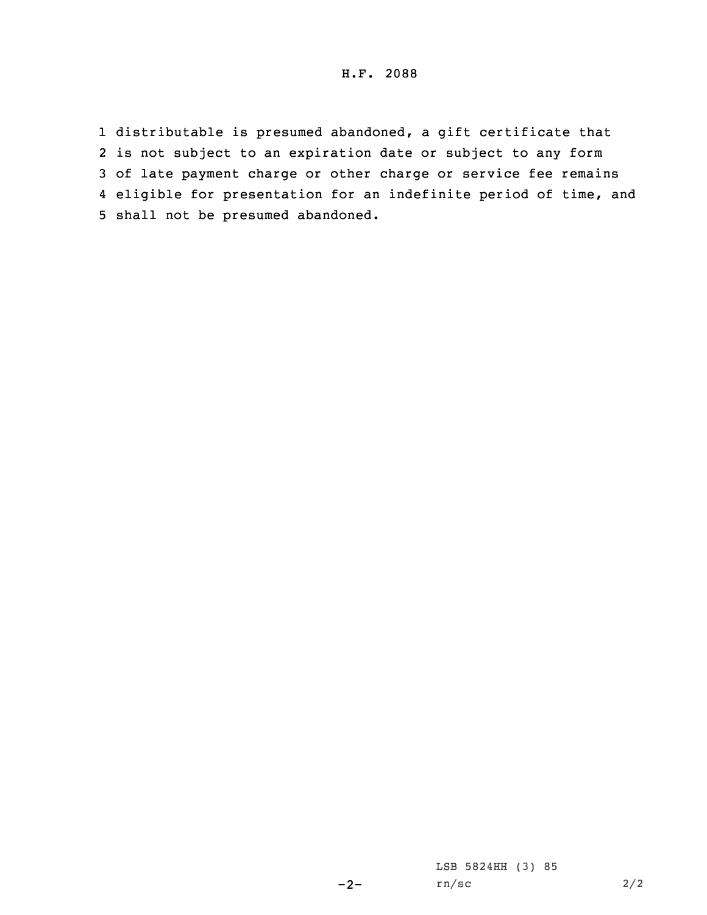distributable is presumed abandoned, a gift certificate that is not subject to an expiration date or subject to any form of late payment charge or other charge or service fee remains eligible for presentation for an indefinite period of time, and shall not be presumed abandoned.